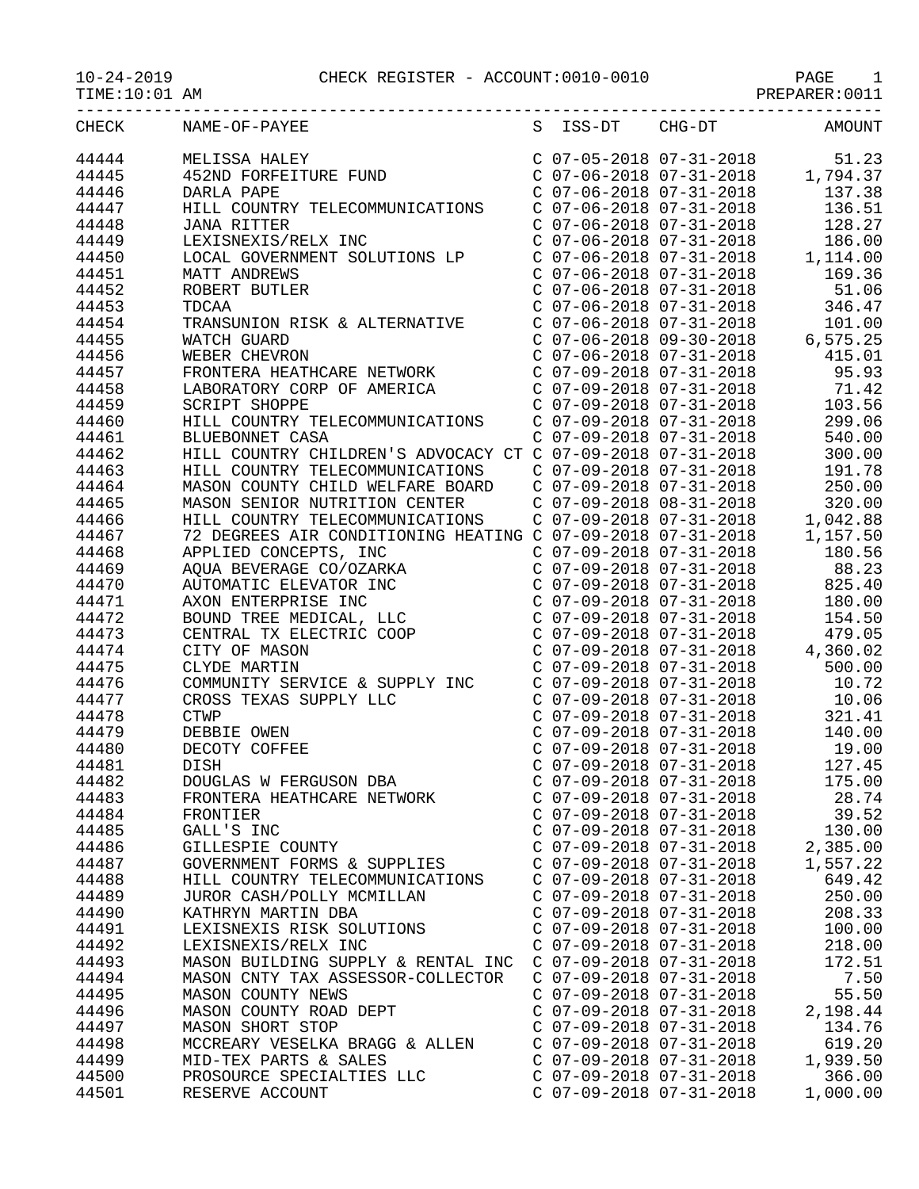CHECK REGISTER - ACCOUNT:0010-0010

10-24-2019
TIME:10:01 AM
PREPARER:0011

| CHECK | NAME-OF-PAYEE | S | ISS-DT | CHG-DT | AMOUNT |
|---|---|---|---|---|---|
| 44444 | MELISSA HALEY | C | 07-05-2018 | 07-31-2018 | 51.23 |
| 44445 | 452ND FORFEITURE FUND | C | 07-06-2018 | 07-31-2018 | 1,794.37 |
| 44446 | DARLA PAPE | C | 07-06-2018 | 07-31-2018 | 137.38 |
| 44447 | HILL COUNTRY TELECOMMUNICATIONS | C | 07-06-2018 | 07-31-2018 | 136.51 |
| 44448 | JANA RITTER | C | 07-06-2018 | 07-31-2018 | 128.27 |
| 44449 | LEXISNEXIS/RELX INC | C | 07-06-2018 | 07-31-2018 | 186.00 |
| 44450 | LOCAL GOVERNMENT SOLUTIONS LP | C | 07-06-2018 | 07-31-2018 | 1,114.00 |
| 44451 | MATT ANDREWS | C | 07-06-2018 | 07-31-2018 | 169.36 |
| 44452 | ROBERT BUTLER | C | 07-06-2018 | 07-31-2018 | 51.06 |
| 44453 | TDCAA | C | 07-06-2018 | 07-31-2018 | 346.47 |
| 44454 | TRANSUNION RISK & ALTERNATIVE | C | 07-06-2018 | 07-31-2018 | 101.00 |
| 44455 | WATCH GUARD | C | 07-06-2018 | 09-30-2018 | 6,575.25 |
| 44456 | WEBER CHEVRON | C | 07-06-2018 | 07-31-2018 | 415.01 |
| 44457 | FRONTERA HEATHCARE NETWORK | C | 07-09-2018 | 07-31-2018 | 95.93 |
| 44458 | LABORATORY CORP OF AMERICA | C | 07-09-2018 | 07-31-2018 | 71.42 |
| 44459 | SCRIPT SHOPPE | C | 07-09-2018 | 07-31-2018 | 103.56 |
| 44460 | HILL COUNTRY TELECOMMUNICATIONS | C | 07-09-2018 | 07-31-2018 | 299.06 |
| 44461 | BLUEBONNET CASA | C | 07-09-2018 | 07-31-2018 | 540.00 |
| 44462 | HILL COUNTRY CHILDREN'S ADVOCACY CT | C | 07-09-2018 | 07-31-2018 | 300.00 |
| 44463 | HILL COUNTRY TELECOMMUNICATIONS | C | 07-09-2018 | 07-31-2018 | 191.78 |
| 44464 | MASON COUNTY CHILD WELFARE BOARD | C | 07-09-2018 | 07-31-2018 | 250.00 |
| 44465 | MASON SENIOR NUTRITION CENTER | C | 07-09-2018 | 08-31-2018 | 320.00 |
| 44466 | HILL COUNTRY TELECOMMUNICATIONS | C | 07-09-2018 | 07-31-2018 | 1,042.88 |
| 44467 | 72 DEGREES AIR CONDITIONING HEATING | C | 07-09-2018 | 07-31-2018 | 1,157.50 |
| 44468 | APPLIED CONCEPTS, INC | C | 07-09-2018 | 07-31-2018 | 180.56 |
| 44469 | AQUA BEVERAGE CO/OZARKA | C | 07-09-2018 | 07-31-2018 | 88.23 |
| 44470 | AUTOMATIC ELEVATOR INC | C | 07-09-2018 | 07-31-2018 | 825.40 |
| 44471 | AXON ENTERPRISE INC | C | 07-09-2018 | 07-31-2018 | 180.00 |
| 44472 | BOUND TREE MEDICAL, LLC | C | 07-09-2018 | 07-31-2018 | 154.50 |
| 44473 | CENTRAL TX ELECTRIC COOP | C | 07-09-2018 | 07-31-2018 | 479.05 |
| 44474 | CITY OF MASON | C | 07-09-2018 | 07-31-2018 | 4,360.02 |
| 44475 | CLYDE MARTIN | C | 07-09-2018 | 07-31-2018 | 500.00 |
| 44476 | COMMUNITY SERVICE & SUPPLY INC | C | 07-09-2018 | 07-31-2018 | 10.72 |
| 44477 | CROSS TEXAS SUPPLY LLC | C | 07-09-2018 | 07-31-2018 | 10.06 |
| 44478 | CTWP | C | 07-09-2018 | 07-31-2018 | 321.41 |
| 44479 | DEBBIE OWEN | C | 07-09-2018 | 07-31-2018 | 140.00 |
| 44480 | DECOTY COFFEE | C | 07-09-2018 | 07-31-2018 | 19.00 |
| 44481 | DISH | C | 07-09-2018 | 07-31-2018 | 127.45 |
| 44482 | DOUGLAS W FERGUSON DBA | C | 07-09-2018 | 07-31-2018 | 175.00 |
| 44483 | FRONTERA HEATHCARE NETWORK | C | 07-09-2018 | 07-31-2018 | 28.74 |
| 44484 | FRONTIER | C | 07-09-2018 | 07-31-2018 | 39.52 |
| 44485 | GALL'S INC | C | 07-09-2018 | 07-31-2018 | 130.00 |
| 44486 | GILLESPIE COUNTY | C | 07-09-2018 | 07-31-2018 | 2,385.00 |
| 44487 | GOVERNMENT FORMS & SUPPLIES | C | 07-09-2018 | 07-31-2018 | 1,557.22 |
| 44488 | HILL COUNTRY TELECOMMUNICATIONS | C | 07-09-2018 | 07-31-2018 | 649.42 |
| 44489 | JUROR CASH/POLLY MCMILLAN | C | 07-09-2018 | 07-31-2018 | 250.00 |
| 44490 | KATHRYN MARTIN DBA | C | 07-09-2018 | 07-31-2018 | 208.33 |
| 44491 | LEXISNEXIS RISK SOLUTIONS | C | 07-09-2018 | 07-31-2018 | 100.00 |
| 44492 | LEXISNEXIS/RELX INC | C | 07-09-2018 | 07-31-2018 | 218.00 |
| 44493 | MASON BUILDING SUPPLY & RENTAL INC | C | 07-09-2018 | 07-31-2018 | 172.51 |
| 44494 | MASON CNTY TAX ASSESSOR-COLLECTOR | C | 07-09-2018 | 07-31-2018 | 7.50 |
| 44495 | MASON COUNTY NEWS | C | 07-09-2018 | 07-31-2018 | 55.50 |
| 44496 | MASON COUNTY ROAD DEPT | C | 07-09-2018 | 07-31-2018 | 2,198.44 |
| 44497 | MASON SHORT STOP | C | 07-09-2018 | 07-31-2018 | 134.76 |
| 44498 | MCCREARY VESELKA BRAGG & ALLEN | C | 07-09-2018 | 07-31-2018 | 619.20 |
| 44499 | MID-TEX PARTS & SALES | C | 07-09-2018 | 07-31-2018 | 1,939.50 |
| 44500 | PROSOURCE SPECIALTIES LLC | C | 07-09-2018 | 07-31-2018 | 366.00 |
| 44501 | RESERVE ACCOUNT | C | 07-09-2018 | 07-31-2018 | 1,000.00 |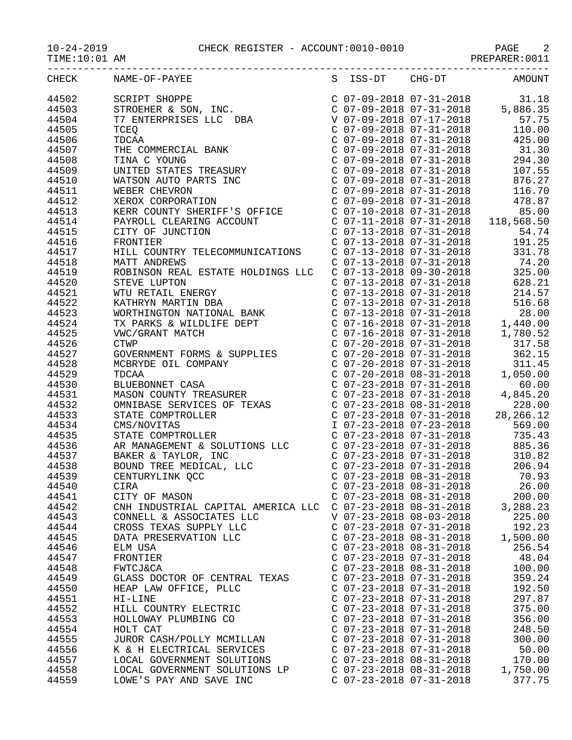CHECK REGISTER - ACCOUNT:0010-0010

10-24-2019
TIME:10:01 AM

PREPARER:0011

| CHECK | NAME-OF-PAYEE | S | ISS-DT | CHG-DT | AMOUNT |
|---|---|---|---|---|---|
| 44502 | SCRIPT SHOPPE | C | 07-09-2018 | 07-31-2018 | 31.18 |
| 44503 | STROEHER & SON, INC. | C | 07-09-2018 | 07-31-2018 | 5,886.35 |
| 44504 | T7 ENTERPRISES LLC DBA | V | 07-09-2018 | 07-17-2018 | 57.75 |
| 44505 | TCEQ | C | 07-09-2018 | 07-31-2018 | 110.00 |
| 44506 | TDCAA | C | 07-09-2018 | 07-31-2018 | 425.00 |
| 44507 | THE COMMERCIAL BANK | C | 07-09-2018 | 07-31-2018 | 31.30 |
| 44508 | TINA C YOUNG | C | 07-09-2018 | 07-31-2018 | 294.30 |
| 44509 | UNITED STATES TREASURY | C | 07-09-2018 | 07-31-2018 | 107.55 |
| 44510 | WATSON AUTO PARTS INC | C | 07-09-2018 | 07-31-2018 | 876.27 |
| 44511 | WEBER CHEVRON | C | 07-09-2018 | 07-31-2018 | 116.70 |
| 44512 | XEROX CORPORATION | C | 07-09-2018 | 07-31-2018 | 478.87 |
| 44513 | KERR COUNTY SHERIFF'S OFFICE | C | 07-10-2018 | 07-31-2018 | 85.00 |
| 44514 | PAYROLL CLEARING ACCOUNT | C | 07-11-2018 | 07-31-2018 | 118,568.50 |
| 44515 | CITY OF JUNCTION | C | 07-13-2018 | 07-31-2018 | 54.74 |
| 44516 | FRONTIER | C | 07-13-2018 | 07-31-2018 | 191.25 |
| 44517 | HILL COUNTRY TELECOMMUNICATIONS | C | 07-13-2018 | 07-31-2018 | 331.78 |
| 44518 | MATT ANDREWS | C | 07-13-2018 | 07-31-2018 | 74.20 |
| 44519 | ROBINSON REAL ESTATE HOLDINGS LLC | C | 07-13-2018 | 09-30-2018 | 325.00 |
| 44520 | STEVE LUPTON | C | 07-13-2018 | 07-31-2018 | 628.21 |
| 44521 | WTU RETAIL ENERGY | C | 07-13-2018 | 07-31-2018 | 214.57 |
| 44522 | KATHRYN MARTIN DBA | C | 07-13-2018 | 07-31-2018 | 516.68 |
| 44523 | WORTHINGTON NATIONAL BANK | C | 07-13-2018 | 07-31-2018 | 28.00 |
| 44524 | TX PARKS & WILDLIFE DEPT | C | 07-16-2018 | 07-31-2018 | 1,440.00 |
| 44525 | VWC/GRANT MATCH | C | 07-16-2018 | 07-31-2018 | 1,780.52 |
| 44526 | CTWP | C | 07-20-2018 | 07-31-2018 | 317.58 |
| 44527 | GOVERNMENT FORMS & SUPPLIES | C | 07-20-2018 | 07-31-2018 | 362.15 |
| 44528 | MCBRYDE OIL COMPANY | C | 07-20-2018 | 07-31-2018 | 311.45 |
| 44529 | TDCAA | C | 07-20-2018 | 08-31-2018 | 1,050.00 |
| 44530 | BLUEBONNET CASA | C | 07-23-2018 | 07-31-2018 | 60.00 |
| 44531 | MASON COUNTY TREASURER | C | 07-23-2018 | 07-31-2018 | 4,845.20 |
| 44532 | OMNIBASE SERVICES OF TEXAS | C | 07-23-2018 | 08-31-2018 | 228.00 |
| 44533 | STATE COMPTROLLER | C | 07-23-2018 | 07-31-2018 | 28,266.12 |
| 44534 | CMS/NOVITAS | I | 07-23-2018 | 07-23-2018 | 569.00 |
| 44535 | STATE COMPTROLLER | C | 07-23-2018 | 07-31-2018 | 735.43 |
| 44536 | AR MANAGEMENT & SOLUTIONS LLC | C | 07-23-2018 | 07-31-2018 | 885.36 |
| 44537 | BAKER & TAYLOR, INC | C | 07-23-2018 | 07-31-2018 | 310.82 |
| 44538 | BOUND TREE MEDICAL, LLC | C | 07-23-2018 | 07-31-2018 | 206.94 |
| 44539 | CENTURYLINK QCC | C | 07-23-2018 | 08-31-2018 | 70.93 |
| 44540 | CIRA | C | 07-23-2018 | 08-31-2018 | 26.00 |
| 44541 | CITY OF MASON | C | 07-23-2018 | 08-31-2018 | 200.00 |
| 44542 | CNH INDUSTRIAL CAPITAL AMERICA LLC | C | 07-23-2018 | 08-31-2018 | 3,288.23 |
| 44543 | CONNELL & ASSOCIATES LLC | V | 07-23-2018 | 08-03-2018 | 225.00 |
| 44544 | CROSS TEXAS SUPPLY LLC | C | 07-23-2018 | 07-31-2018 | 192.23 |
| 44545 | DATA PRESERVATION LLC | C | 07-23-2018 | 08-31-2018 | 1,500.00 |
| 44546 | ELM USA | C | 07-23-2018 | 08-31-2018 | 256.54 |
| 44547 | FRONTIER | C | 07-23-2018 | 07-31-2018 | 48.04 |
| 44548 | FWTCJ&CA | C | 07-23-2018 | 08-31-2018 | 100.00 |
| 44549 | GLASS DOCTOR OF CENTRAL TEXAS | C | 07-23-2018 | 07-31-2018 | 359.24 |
| 44550 | HEAP LAW OFFICE, PLLC | C | 07-23-2018 | 07-31-2018 | 192.50 |
| 44551 | HI-LINE | C | 07-23-2018 | 07-31-2018 | 297.87 |
| 44552 | HILL COUNTRY ELECTRIC | C | 07-23-2018 | 07-31-2018 | 375.00 |
| 44553 | HOLLOWAY PLUMBING CO | C | 07-23-2018 | 07-31-2018 | 356.00 |
| 44554 | HOLT CAT | C | 07-23-2018 | 07-31-2018 | 248.50 |
| 44555 | JUROR CASH/POLLY MCMILLAN | C | 07-23-2018 | 07-31-2018 | 300.00 |
| 44556 | K & H ELECTRICAL SERVICES | C | 07-23-2018 | 07-31-2018 | 50.00 |
| 44557 | LOCAL GOVERNMENT SOLUTIONS | C | 07-23-2018 | 08-31-2018 | 170.00 |
| 44558 | LOCAL GOVERNMENT SOLUTIONS LP | C | 07-23-2018 | 08-31-2018 | 1,750.00 |
| 44559 | LOWE'S PAY AND SAVE INC | C | 07-23-2018 | 07-31-2018 | 377.75 |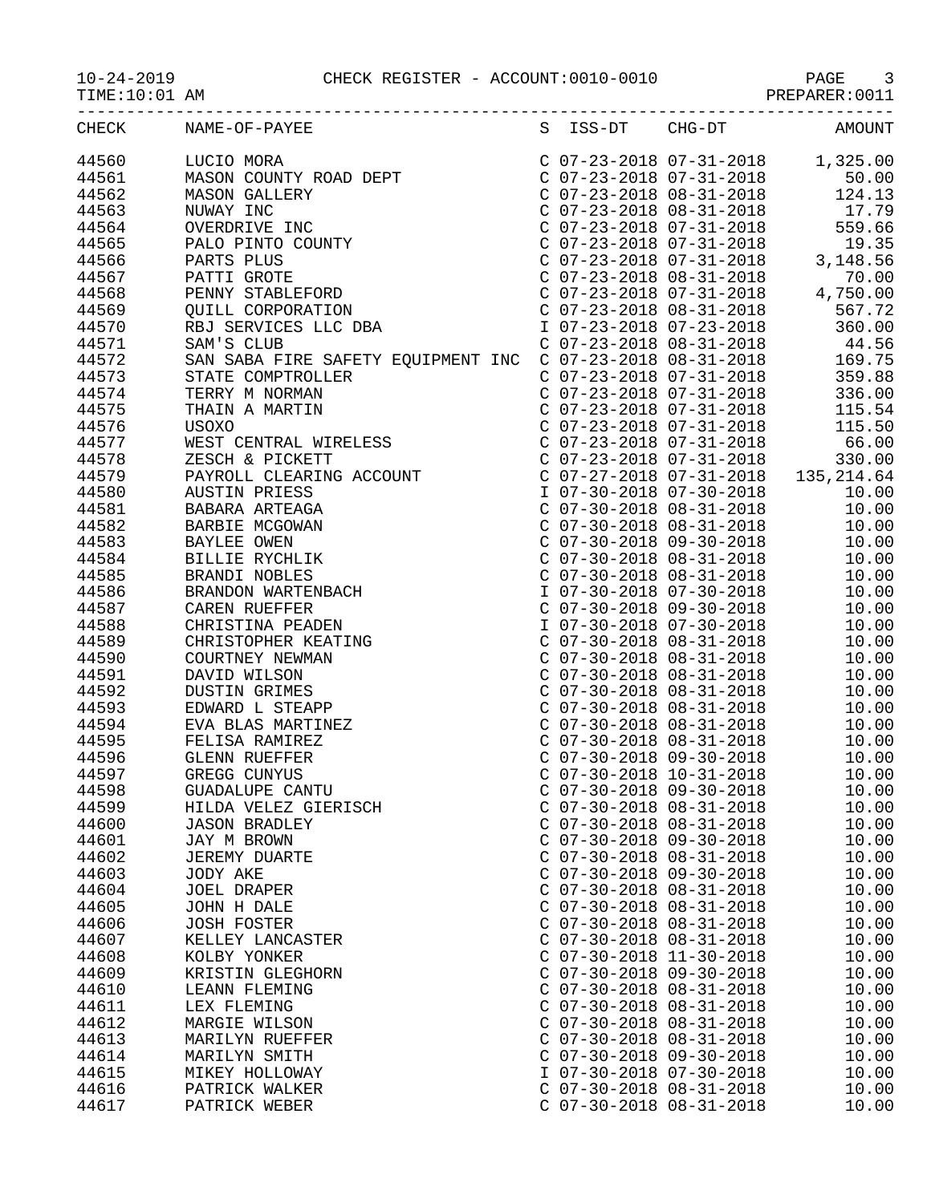10-24-2019 CHECK REGISTER - ACCOUNT:0010-0010

TIME:10:01 AM PREPARER:0011

| CHECK | NAME-OF-PAYEE | S | ISS-DT | CHG-DT | AMOUNT |
|---|---|---|---|---|---|
| 44560 | LUCIO MORA | C | 07-23-2018 | 07-31-2018 | 1,325.00 |
| 44561 | MASON COUNTY ROAD DEPT | C | 07-23-2018 | 07-31-2018 | 50.00 |
| 44562 | MASON GALLERY | C | 07-23-2018 | 08-31-2018 | 124.13 |
| 44563 | NUWAY INC | C | 07-23-2018 | 08-31-2018 | 17.79 |
| 44564 | OVERDRIVE INC | C | 07-23-2018 | 07-31-2018 | 559.66 |
| 44565 | PALO PINTO COUNTY | C | 07-23-2018 | 07-31-2018 | 19.35 |
| 44566 | PARTS PLUS | C | 07-23-2018 | 07-31-2018 | 3,148.56 |
| 44567 | PATTI GROTE | C | 07-23-2018 | 08-31-2018 | 70.00 |
| 44568 | PENNY STABLEFORD | C | 07-23-2018 | 07-31-2018 | 4,750.00 |
| 44569 | QUILL CORPORATION | C | 07-23-2018 | 08-31-2018 | 567.72 |
| 44570 | RBJ SERVICES LLC DBA | I | 07-23-2018 | 07-23-2018 | 360.00 |
| 44571 | SAM'S CLUB | C | 07-23-2018 | 08-31-2018 | 44.56 |
| 44572 | SAN SABA FIRE SAFETY EQUIPMENT INC | C | 07-23-2018 | 08-31-2018 | 169.75 |
| 44573 | STATE COMPTROLLER | C | 07-23-2018 | 07-31-2018 | 359.88 |
| 44574 | TERRY M NORMAN | C | 07-23-2018 | 07-31-2018 | 336.00 |
| 44575 | THAIN A MARTIN | C | 07-23-2018 | 07-31-2018 | 115.54 |
| 44576 | USOXO | C | 07-23-2018 | 07-31-2018 | 115.50 |
| 44577 | WEST CENTRAL WIRELESS | C | 07-23-2018 | 07-31-2018 | 66.00 |
| 44578 | ZESCH & PICKETT | C | 07-23-2018 | 07-31-2018 | 330.00 |
| 44579 | PAYROLL CLEARING ACCOUNT | C | 07-27-2018 | 07-31-2018 | 135,214.64 |
| 44580 | AUSTIN PRIESS | I | 07-30-2018 | 07-30-2018 | 10.00 |
| 44581 | BABARA ARTEAGA | C | 07-30-2018 | 08-31-2018 | 10.00 |
| 44582 | BARBIE MCGOWAN | C | 07-30-2018 | 08-31-2018 | 10.00 |
| 44583 | BAYLEE OWEN | C | 07-30-2018 | 09-30-2018 | 10.00 |
| 44584 | BILLIE RYCHLIK | C | 07-30-2018 | 08-31-2018 | 10.00 |
| 44585 | BRANDI NOBLES | C | 07-30-2018 | 08-31-2018 | 10.00 |
| 44586 | BRANDON WARTENBACH | I | 07-30-2018 | 07-30-2018 | 10.00 |
| 44587 | CAREN RUEFFER | C | 07-30-2018 | 09-30-2018 | 10.00 |
| 44588 | CHRISTINA PEADEN | I | 07-30-2018 | 07-30-2018 | 10.00 |
| 44589 | CHRISTOPHER KEATING | C | 07-30-2018 | 08-31-2018 | 10.00 |
| 44590 | COURTNEY NEWMAN | C | 07-30-2018 | 08-31-2018 | 10.00 |
| 44591 | DAVID WILSON | C | 07-30-2018 | 08-31-2018 | 10.00 |
| 44592 | DUSTIN GRIMES | C | 07-30-2018 | 08-31-2018 | 10.00 |
| 44593 | EDWARD L STEAPP | C | 07-30-2018 | 08-31-2018 | 10.00 |
| 44594 | EVA BLAS MARTINEZ | C | 07-30-2018 | 08-31-2018 | 10.00 |
| 44595 | FELISA RAMIREZ | C | 07-30-2018 | 08-31-2018 | 10.00 |
| 44596 | GLENN RUEFFER | C | 07-30-2018 | 09-30-2018 | 10.00 |
| 44597 | GREGG CUNYUS | C | 07-30-2018 | 10-31-2018 | 10.00 |
| 44598 | GUADALUPE CANTU | C | 07-30-2018 | 09-30-2018 | 10.00 |
| 44599 | HILDA VELEZ GIERISCH | C | 07-30-2018 | 08-31-2018 | 10.00 |
| 44600 | JASON BRADLEY | C | 07-30-2018 | 08-31-2018 | 10.00 |
| 44601 | JAY M BROWN | C | 07-30-2018 | 09-30-2018 | 10.00 |
| 44602 | JEREMY DUARTE | C | 07-30-2018 | 08-31-2018 | 10.00 |
| 44603 | JODY AKE | C | 07-30-2018 | 09-30-2018 | 10.00 |
| 44604 | JOEL DRAPER | C | 07-30-2018 | 08-31-2018 | 10.00 |
| 44605 | JOHN H DALE | C | 07-30-2018 | 08-31-2018 | 10.00 |
| 44606 | JOSH FOSTER | C | 07-30-2018 | 08-31-2018 | 10.00 |
| 44607 | KELLEY LANCASTER | C | 07-30-2018 | 08-31-2018 | 10.00 |
| 44608 | KOLBY YONKER | C | 07-30-2018 | 11-30-2018 | 10.00 |
| 44609 | KRISTIN GLEGHORN | C | 07-30-2018 | 09-30-2018 | 10.00 |
| 44610 | LEANN FLEMING | C | 07-30-2018 | 08-31-2018 | 10.00 |
| 44611 | LEX FLEMING | C | 07-30-2018 | 08-31-2018 | 10.00 |
| 44612 | MARGIE WILSON | C | 07-30-2018 | 08-31-2018 | 10.00 |
| 44613 | MARILYN RUEFFER | C | 07-30-2018 | 08-31-2018 | 10.00 |
| 44614 | MARILYN SMITH | C | 07-30-2018 | 09-30-2018 | 10.00 |
| 44615 | MIKEY HOLLOWAY | I | 07-30-2018 | 07-30-2018 | 10.00 |
| 44616 | PATRICK WALKER | C | 07-30-2018 | 08-31-2018 | 10.00 |
| 44617 | PATRICK WEBER | C | 07-30-2018 | 08-31-2018 | 10.00 |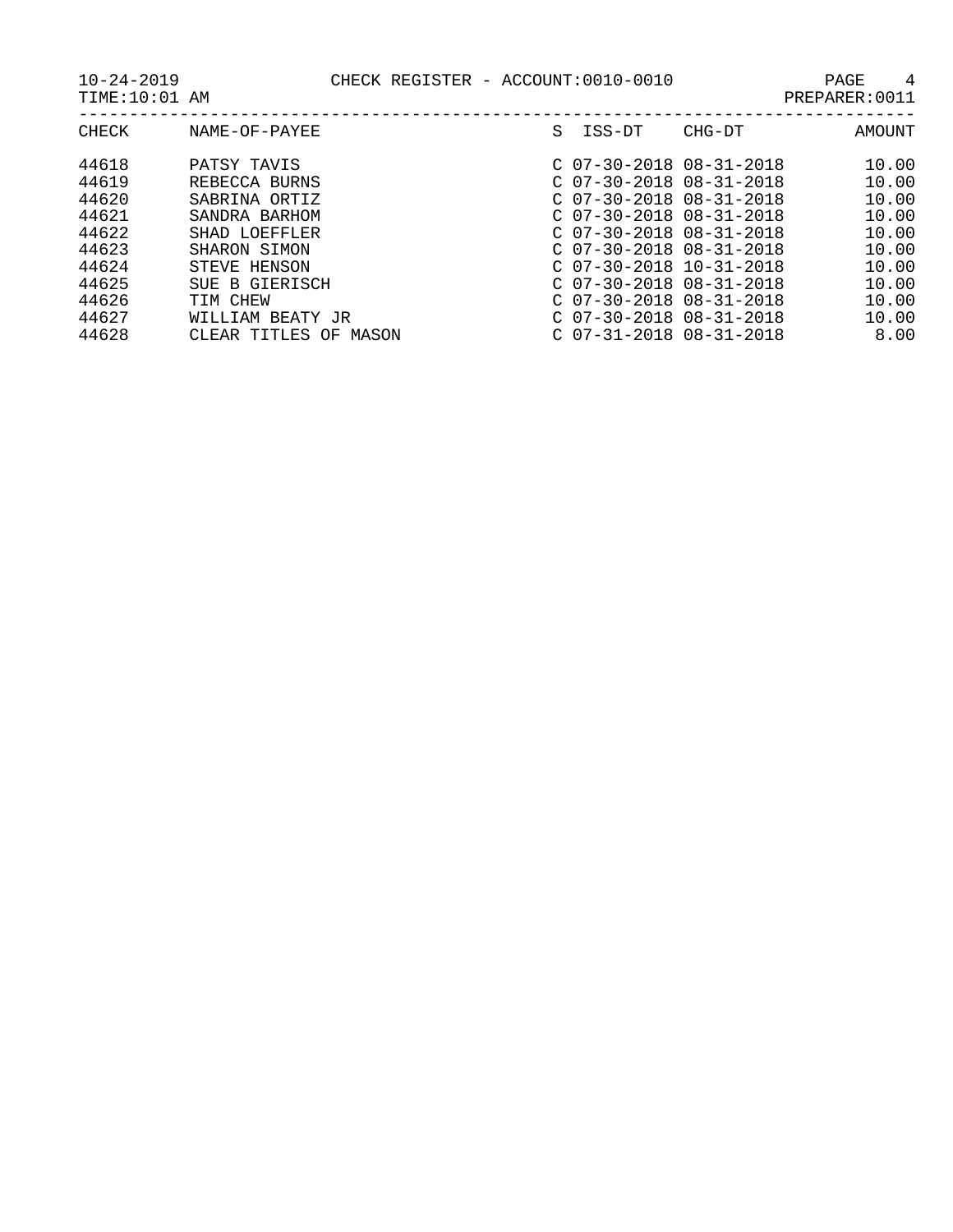| CHECK | NAME-OF-PAYEE | S | ISS-DT | CHG-DT | AMOUNT |
|---|---|---|---|---|---|
| 44618 | PATSY TAVIS | C | 07-30-2018 | 08-31-2018 | 10.00 |
| 44619 | REBECCA BURNS | C | 07-30-2018 | 08-31-2018 | 10.00 |
| 44620 | SABRINA ORTIZ | C | 07-30-2018 | 08-31-2018 | 10.00 |
| 44621 | SANDRA BARHOM | C | 07-30-2018 | 08-31-2018 | 10.00 |
| 44622 | SHAD LOEFFLER | C | 07-30-2018 | 08-31-2018 | 10.00 |
| 44623 | SHARON SIMON | C | 07-30-2018 | 08-31-2018 | 10.00 |
| 44624 | STEVE HENSON | C | 07-30-2018 | 10-31-2018 | 10.00 |
| 44625 | SUE B GIERISCH | C | 07-30-2018 | 08-31-2018 | 10.00 |
| 44626 | TIM CHEW | C | 07-30-2018 | 08-31-2018 | 10.00 |
| 44627 | WILLIAM BEATY JR | C | 07-30-2018 | 08-31-2018 | 10.00 |
| 44628 | CLEAR TITLES OF MASON | C | 07-31-2018 | 08-31-2018 | 8.00 |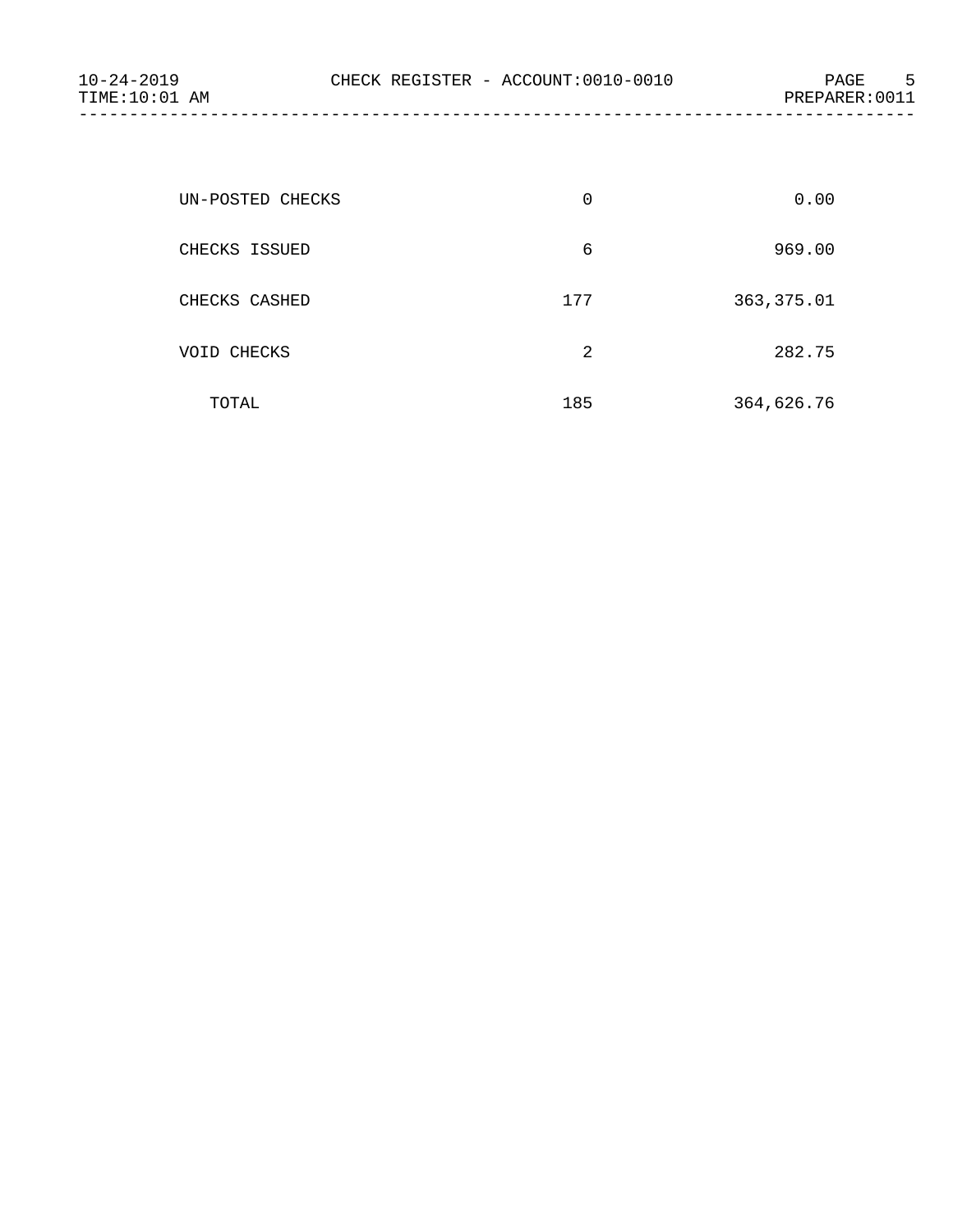| | | |
|---|---|---|
| UN-POSTED CHECKS | 0 | 0.00 |
| CHECKS ISSUED | 6 | 969.00 |
| CHECKS CASHED | 177 | 363,375.01 |
| VOID CHECKS | 2 | 282.75 |
| TOTAL | 185 | 364,626.76 |